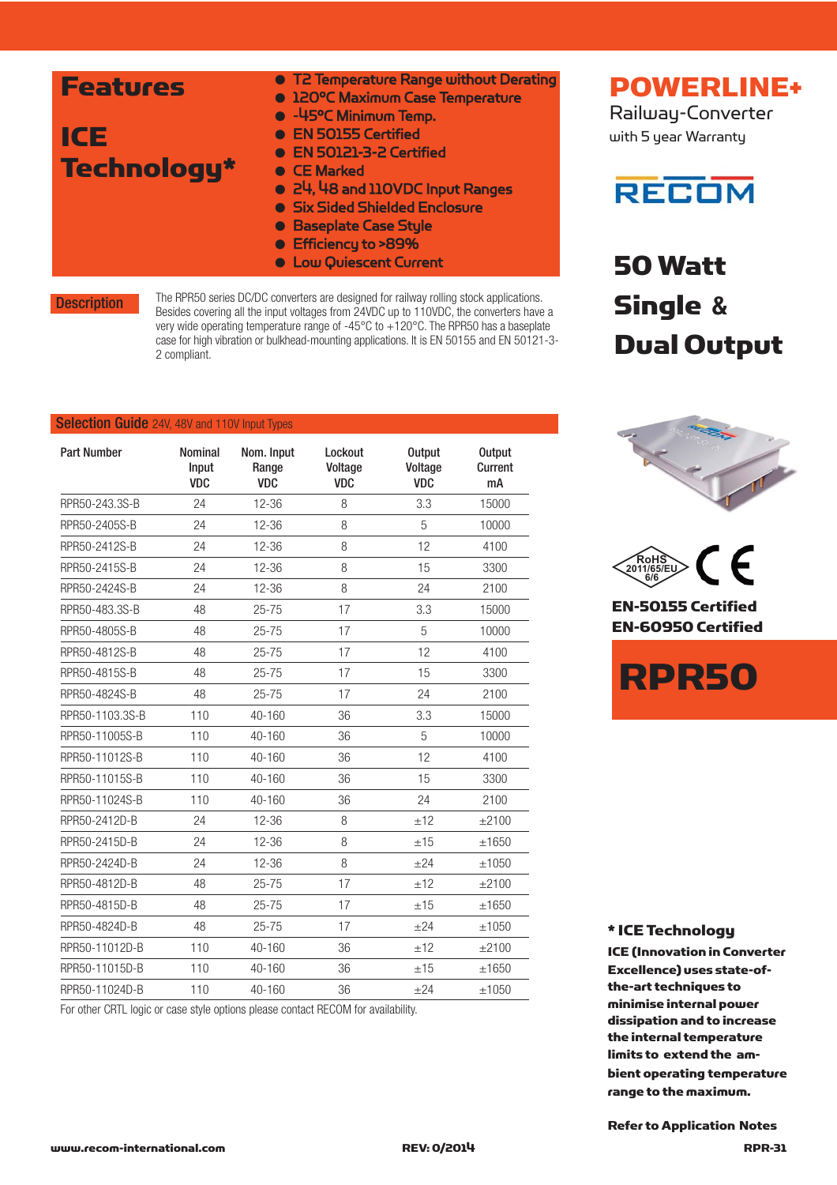# POWERLINE+

Railway-Converter

with 5 year Warranty

RECOM

## 50 Watt Single & Dual Output

## Features

### ICE Technology*

- T2 Temperature Range without Derating
- 120°C Maximum Case Temperature
- -45°C Minimum Temp.
- EN 50155 Certified
- EN 50121-3-2 Certified
- CE Marked
- 24, 48 and 110VDC Input Ranges
- Six Sided Shielded Enclosure
- Baseplate Case Style
- Efficiency to >89%
- Low Quiescent Current

RoHS 2011/65/EU 6/6

**EN-50155 Certified**
**EN-60950 Certified**

# RPR50

## Description

The RPR50 series DC/DC converters are designed for railway rolling stock applications. Besides covering all the input voltages from 24VDC up to 110VDC, the converters have a very wide operating temperature range of -45°C to +120°C. The RPR50 has a baseplate case for high vibration or bulkhead-mounting applications. It is EN 50155 and EN 50121-3-2 compliant.

## Selection Guide 24V, 48V and 110V Input Types

| Part Number | Nominal Input VDC | Nom. Input Range VDC | Lockout Voltage VDC | Output Voltage VDC | Output Current mA |
|---|---|---|---|---|---|
| RPR50-243.3S-B | 24 | 12-36 | 8 | 3.3 | 15000 |
| RPR50-2405S-B | 24 | 12-36 | 8 | 5 | 10000 |
| RPR50-2412S-B | 24 | 12-36 | 8 | 12 | 4100 |
| RPR50-2415S-B | 24 | 12-36 | 8 | 15 | 3300 |
| RPR50-2424S-B | 24 | 12-36 | 8 | 24 | 2100 |
| RPR50-483.3S-B | 48 | 25-75 | 17 | 3.3 | 15000 |
| RPR50-4805S-B | 48 | 25-75 | 17 | 5 | 10000 |
| RPR50-4812S-B | 48 | 25-75 | 17 | 12 | 4100 |
| RPR50-4815S-B | 48 | 25-75 | 17 | 15 | 3300 |
| RPR50-4824S-B | 48 | 25-75 | 17 | 24 | 2100 |
| RPR50-1103.3S-B | 110 | 40-160 | 36 | 3.3 | 15000 |
| RPR50-11005S-B | 110 | 40-160 | 36 | 5 | 10000 |
| RPR50-11012S-B | 110 | 40-160 | 36 | 12 | 4100 |
| RPR50-11015S-B | 110 | 40-160 | 36 | 15 | 3300 |
| RPR50-11024S-B | 110 | 40-160 | 36 | 24 | 2100 |
| RPR50-2412D-B | 24 | 12-36 | 8 | ±12 | ±2100 |
| RPR50-2415D-B | 24 | 12-36 | 8 | ±15 | ±1650 |
| RPR50-2424D-B | 24 | 12-36 | 8 | ±24 | ±1050 |
| RPR50-4812D-B | 48 | 25-75 | 17 | ±12 | ±2100 |
| RPR50-4815D-B | 48 | 25-75 | 17 | ±15 | ±1650 |
| RPR50-4824D-B | 48 | 25-75 | 17 | ±24 | ±1050 |
| RPR50-11012D-B | 110 | 40-160 | 36 | ±12 | ±2100 |
| RPR50-11015D-B | 110 | 40-160 | 36 | ±15 | ±1650 |
| RPR50-11024D-B | 110 | 40-160 | 36 | ±24 | ±1050 |

For other CRTL logic or case style options please contact RECOM for availability.

**\* ICE Technology**

**ICE (Innovation in Converter Excellence) uses state-of-the-art techniques to minimise internal power dissipation and to increase the internal temperature limits to extend the ambient operating temperature range to the maximum.**

**Refer to Application Notes**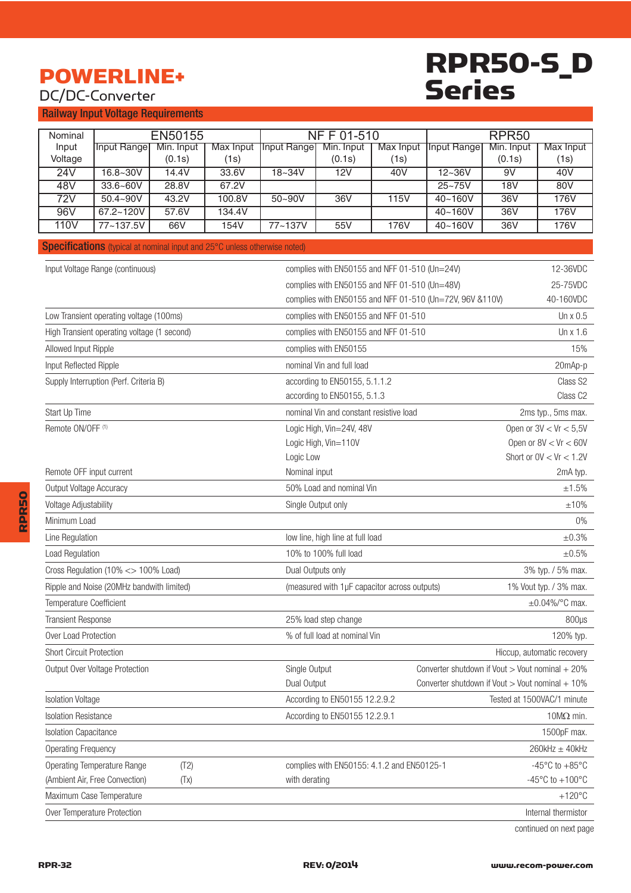# POWERLINE+

DC/DC-Converter

# RPR50-S_D Series

## Railway Input Voltage Requirements

| Nominal Input Voltage | EN50155 | | | NF F 01-510 | | | RPR50 | | |
|---|---|---|---|---|---|---|---|---|---|
| | Input Range | Min. Input (0.1s) | Max Input (1s) | Input Range | Min. Input (0.1s) | Max Input (1s) | Input Range | Min. Input (0.1s) | Max Input (1s) |
| 24V | 16.8~30V | 14.4V | 33.6V | 18~34V | 12V | 40V | 12~36V | 9V | 40V |
| 48V | 33.6~60V | 28.8V | 67.2V | | | | 25~75V | 18V | 80V |
| 72V | 50.4~90V | 43.2V | 100.8V | 50~90V | 36V | 115V | 40~160V | 36V | 176V |
| 96V | 67.2~120V | 57.6V | 134.4V | | | | 40~160V | 36V | 176V |
| 110V | 77~137.5V | 66V | 154V | 77~137V | 55V | 176V | 40~160V | 36V | 176V |

## Specifications (typical at nominal input and 25°C unless otherwise noted)

| Parameter | Condition | Value |
|---|---|---|
| Input Voltage Range (continuous) | complies with EN50155 and NFF 01-510 (Un=24V) | 12-36VDC |
| | complies with EN50155 and NFF 01-510 (Un=48V) | 25-75VDC |
| | complies with EN50155 and NFF 01-510 (Un=72V, 96V &110V) | 40-160VDC |
| Low Transient operating voltage (100ms) | complies with EN50155 and NFF 01-510 | Un x 0.5 |
| High Transient operating voltage (1 second) | complies with EN50155 and NFF 01-510 | Un x 1.6 |
| Allowed Input Ripple | complies with EN50155 | 15% |
| Input Reflected Ripple | nominal Vin and full load | 20mAp-p |
| Supply Interruption (Perf. Criteria B) | according to EN50155, 5.1.1.2 | Class S2 |
| | according to EN50155, 5.1.3 | Class C2 |
| Start Up Time | nominal Vin and constant resistive load | 2ms typ., 5ms max. |
| Remote ON/OFF [1] | Logic High, Vin=24V, 48V | Open or 3V < Vr < 5,5V |
| | Logic High, Vin=110V | Open or 8V < Vr < 60V |
| | Logic Low | Short or 0V < Vr < 1.2V |
| Remote OFF input current | Nominal input | 2mA typ. |
| Output Voltage Accuracy | 50% Load and nominal Vin | ±1.5% |
| Voltage Adjustability | Single Output only | ±10% |
| Minimum Load | | 0% |
| Line Regulation | low line, high line at full load | ±0.3% |
| Load Regulation | 10% to 100% full load | ±0.5% |
| Cross Regulation (10% <> 100% Load) | Dual Outputs only | 3% typ. / 5% max. |
| Ripple and Noise (20MHz bandwith limited) | (measured with 1µF capacitor across outputs) | 1% Vout typ. / 3% max. |
| Temperature Coefficient | | ±0.04%/°C max. |
| Transient Response | 25% load step change | 800µs |
| Over Load Protection | % of full load at nominal Vin | 120% typ. |
| Short Circuit Protection | | Hiccup, automatic recovery |
| Output Over Voltage Protection | Single Output | Converter shutdown if Vout > Vout nominal + 20% |
| | Dual Output | Converter shutdown if Vout > Vout nominal + 10% |
| Isolation Voltage | According to EN50155 12.2.9.2 | Tested at 1500VAC/1 minute |
| Isolation Resistance | According to EN50155 12.2.9.1 | 10MΩ min. |
| Isolation Capacitance | | 1500pF max. |
| Operating Frequency | | 260kHz ± 40kHz |
| Operating Temperature Range (T2) | complies with EN50155: 4.1.2 and EN50125-1 | -45°C to +85°C |
| (Ambient Air, Free Convection) (Tx) | with derating | -45°C to +100°C |
| Maximum Case Temperature | | +120°C |
| Over Temperature Protection | | Internal thermistor |

continued on next page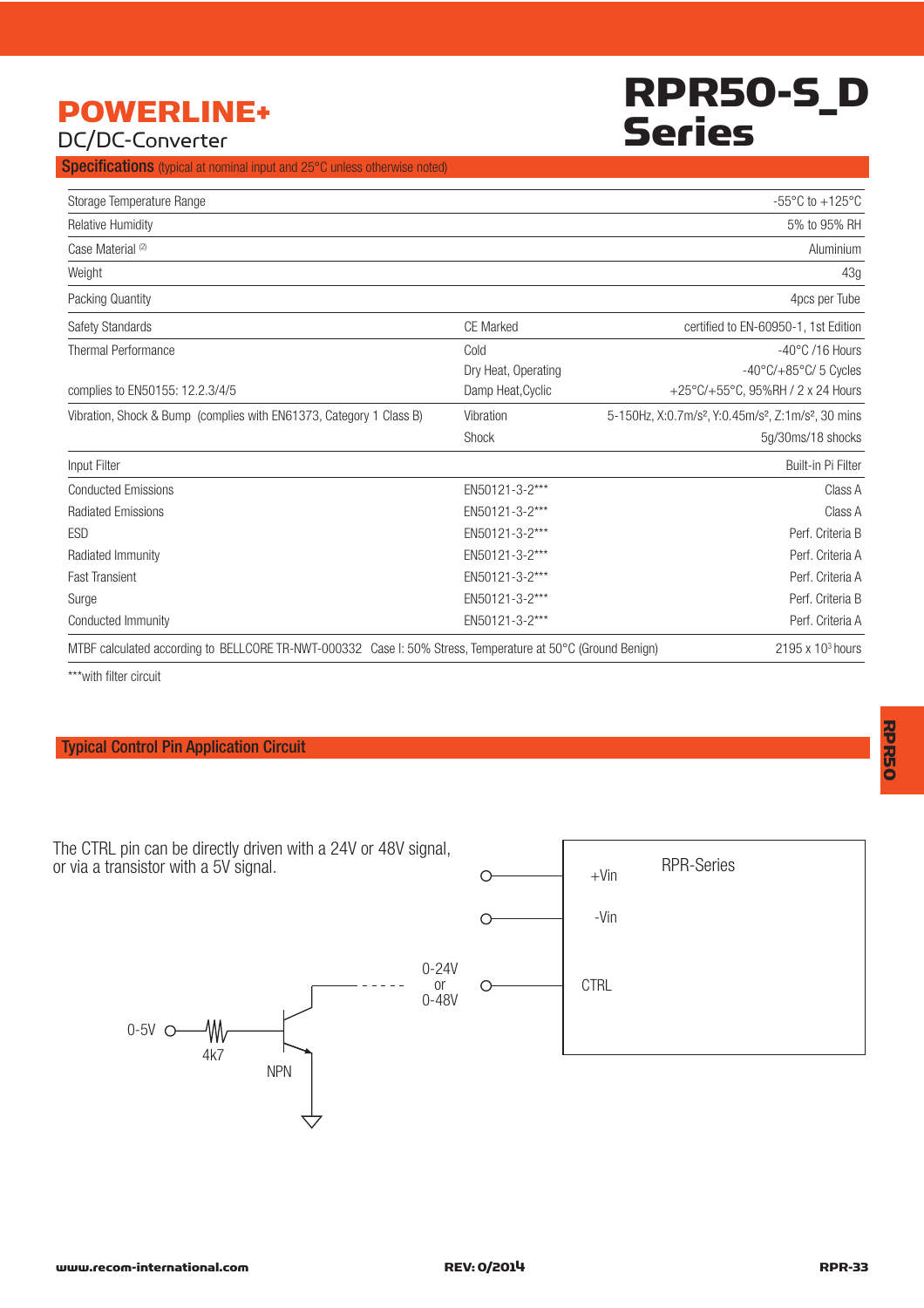# POWERLINE+

DC/DC-Converter

# RPR50-S_D Series

## Specifications (typical at nominal input and 25°C unless otherwise noted)

| | | |
|---|---|---|
| Storage Temperature Range | | -55°C to +125°C |
| Relative Humidity | | 5% to 95% RH |
| Case Material (2) | | Aluminium |
| Weight | | 43g |
| Packing Quantity | | 4pcs per Tube |
| Safety Standards | CE Marked | certified to EN-60950-1, 1st Edition |
| Thermal Performance | Cold | -40°C /16 Hours |
| | Dry Heat, Operating | -40°C/+85°C/ 5 Cycles |
| complies to EN50155: 12.2.3/4/5 | Damp Heat,Cyclic | +25°C/+55°C, 95%RH / 2 x 24 Hours |
| Vibration, Shock & Bump (complies with EN61373, Category 1 Class B) | Vibration | 5-150Hz, X:0.7m/s², Y:0.45m/s², Z:1m/s², 30 mins |
| | Shock | 5g/30ms/18 shocks |
| Input Filter | | Built-in Pi Filter |
| Conducted Emissions | EN50121-3-2*** | Class A |
| Radiated Emissions | EN50121-3-2*** | Class A |
| ESD | EN50121-3-2*** | Perf. Criteria B |
| Radiated Immunity | EN50121-3-2*** | Perf. Criteria A |
| Fast Transient | EN50121-3-2*** | Perf. Criteria A |
| Surge | EN50121-3-2*** | Perf. Criteria B |
| Conducted Immunity | EN50121-3-2*** | Perf. Criteria A |
| MTBF calculated according to BELLCORE TR-NWT-000332 Case I: 50% Stress, Temperature at 50°C (Ground Benign) | | 2195 x 10³ hours |

***with filter circuit

## Typical Control Pin Application Circuit

The CTRL pin can be directly driven with a 24V or 48V signal, or via a transistor with a 5V signal.

RPR-Series: +Vin, -Vin, CTRL

0-24V or 0-48V

0-5V, 4k7, NPN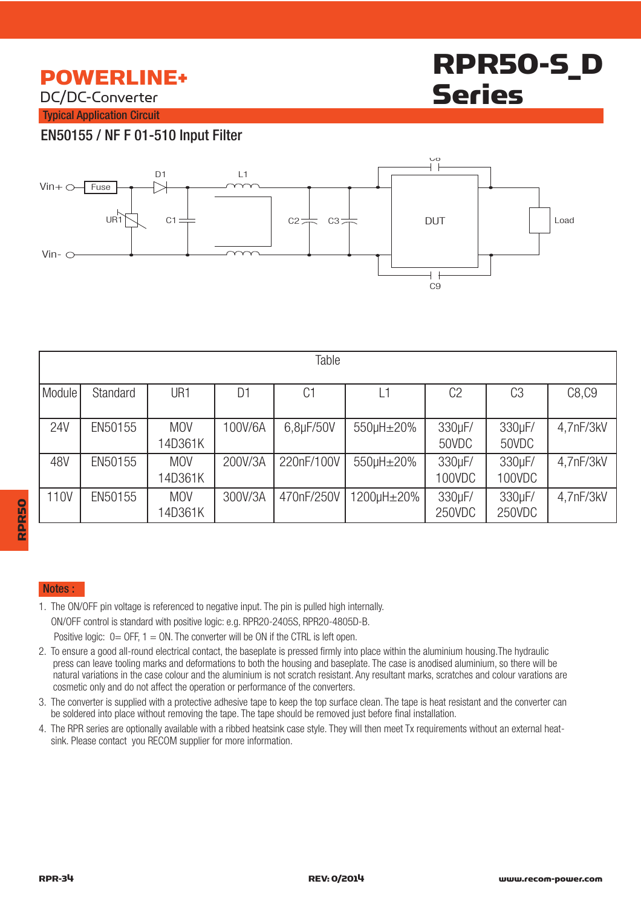# POWERLINE+

DC/DC-Converter

# RPR50-S_D Series

## Typical Application Circuit

### EN50155 / NF F 01-510 Input Filter

| Table | | | | | | | | |
|---|---|---|---|---|---|---|---|---|
| Module | Standard | UR1 | D1 | C1 | L1 | C2 | C3 | C8,C9 |
| 24V | EN50155 | MOV 14D361K | 100V/6A | 6,8µF/50V | 550µH±20% | 330µF/ 50VDC | 330µF/ 50VDC | 4,7nF/3kV |
| 48V | EN50155 | MOV 14D361K | 200V/3A | 220nF/100V | 550µH±20% | 330µF/ 100VDC | 330µF/ 100VDC | 4,7nF/3kV |
| 110V | EN50155 | MOV 14D361K | 300V/3A | 470nF/250V | 1200µH±20% | 330µF/ 250VDC | 330µF/ 250VDC | 4,7nF/3kV |

**Notes :**

1. The ON/OFF pin voltage is referenced to negative input. The pin is pulled high internally.
   ON/OFF control is standard with positive logic: e.g. RPR20-2405S, RPR20-4805D-B.
   Positive logic: 0= OFF, 1 = ON. The converter will be ON if the CTRL is left open.
2. To ensure a good all-round electrical contact, the baseplate is pressed firmly into place within the aluminium housing.The hydraulic press can leave tooling marks and deformations to both the housing and baseplate. The case is anodised aluminium, so there will be natural variations in the case colour and the aluminium is not scratch resistant. Any resultant marks, scratches and colour varations are cosmetic only and do not affect the operation or performance of the converters.
3. The converter is supplied with a protective adhesive tape to keep the top surface clean. The tape is heat resistant and the converter can be soldered into place without removing the tape. The tape should be removed just before final installation.
4. The RPR series are optionally available with a ribbed heatsink case style. They will then meet Tx requirements without an external heat-sink. Please contact you RECOM supplier for more information.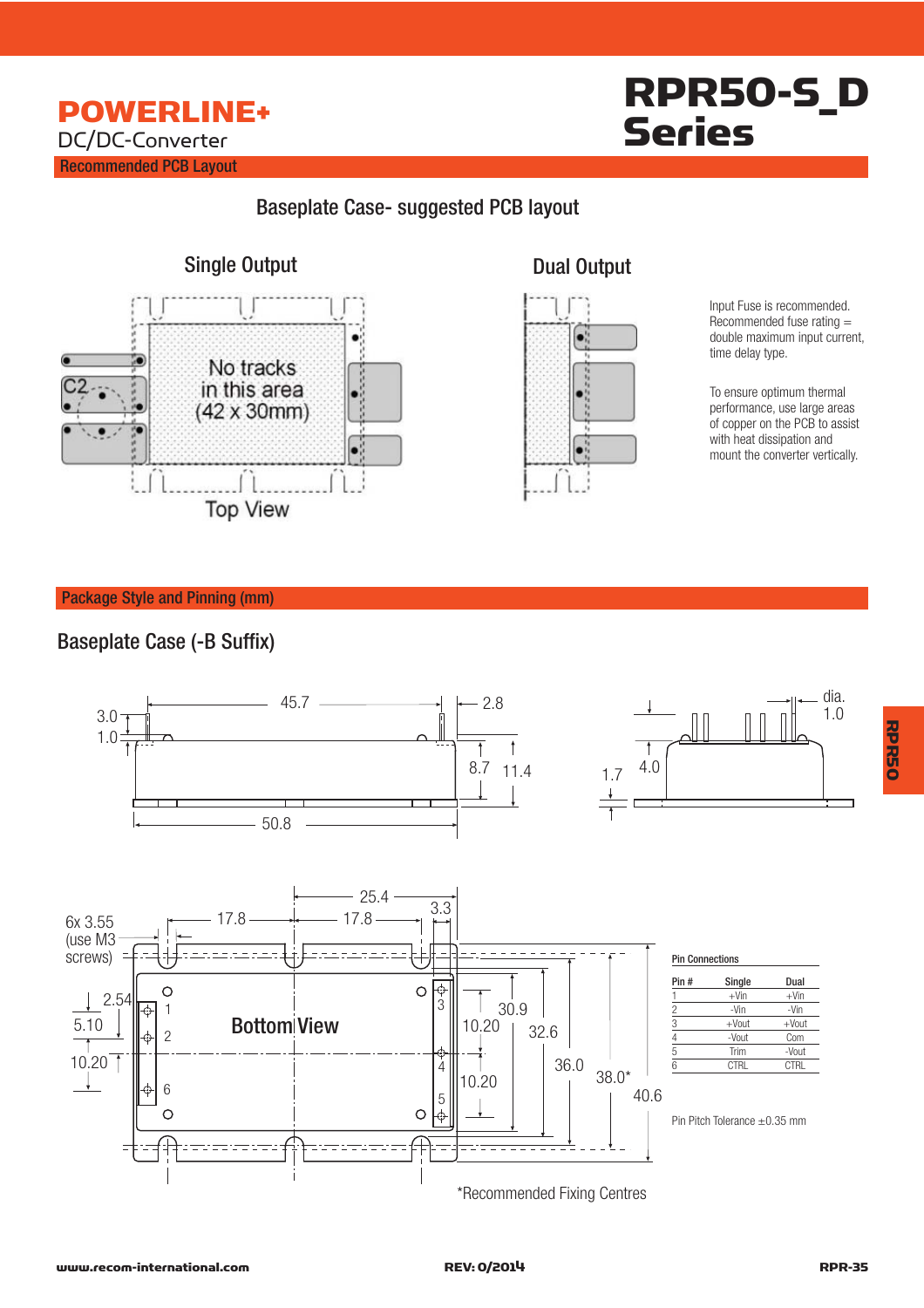# POWERLINE+

DC/DC-Converter

# RPR50-S_D Series

## Recommended PCB Layout

### Baseplate Case- suggested PCB layout

Single Output

No tracks in this area (42 x 30mm)

C2

Top View

Dual Output

Input Fuse is recommended. Recommended fuse rating = double maximum input current, time delay type.

To ensure optimum thermal performance, use large areas of copper on the PCB to assist with heat dissipation and mount the converter vertically.

## Package Style and Pinning (mm)

### Baseplate Case (-B Suffix)

45.7, 2.8, 3.0, 1.0, 8.7, 11.4, 50.8, dia. 1.0, 1.7, 4.0

6x 3.55 (use M3 screws)

17.8, 17.8, 25.4, 3.3, 2.54, 5.10, 10.20, 30.9, 10.20, 10.20, 32.6, 36.0, 38.0*, 40.6

Bottom View

**Pin Connections**

| Pin # | Single | Dual |
|---|---|---|
| 1 | +Vin | +Vin |
| 2 | -Vin | -Vin |
| 3 | +Vout | +Vout |
| 4 | -Vout | Com |
| 5 | Trim | -Vout |
| 6 | CTRL | CTRL |

Pin Pitch Tolerance ±0.35 mm

*Recommended Fixing Centres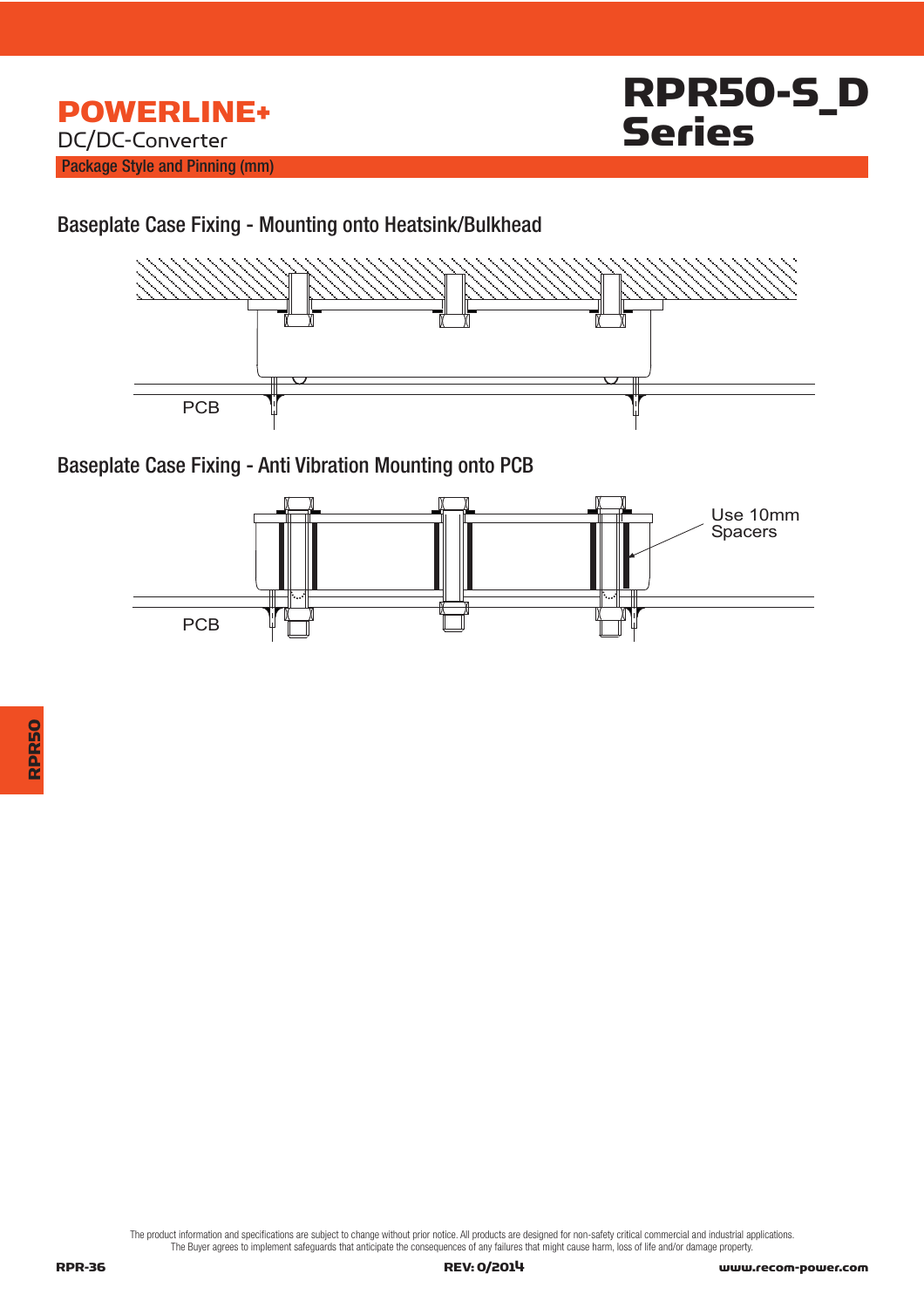## Package Style and Pinning (mm)

### Baseplate Case Fixing - Mounting onto Heatsink/Bulkhead

PCB

### Baseplate Case Fixing - Anti Vibration Mounting onto PCB

Use 10mm Spacers

PCB

The product information and specifications are subject to change without prior notice. All products are designed for non-safety critical commercial and industrial applications. The Buyer agrees to implement safeguards that anticipate the consequences of any failures that might cause harm, loss of life and/or damage property.